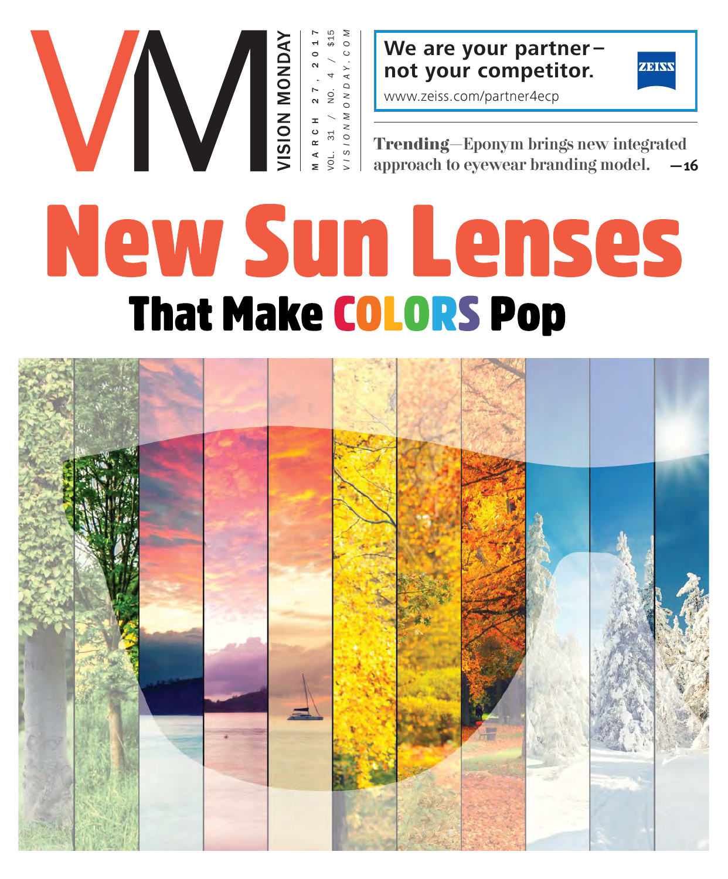# VM VISION MONDAY

MARCH 27, 2017
VOL. 31 / NO. 4 / $15
VISIONMONDAY.COM

**We are your partner– not your competitor.**
www.zeiss.com/partner4ecp
ZEISS

**Trending**—Eponym brings new integrated approach to eyewear branding model. —16

# New Sun Lenses

## That Make COLORS Pop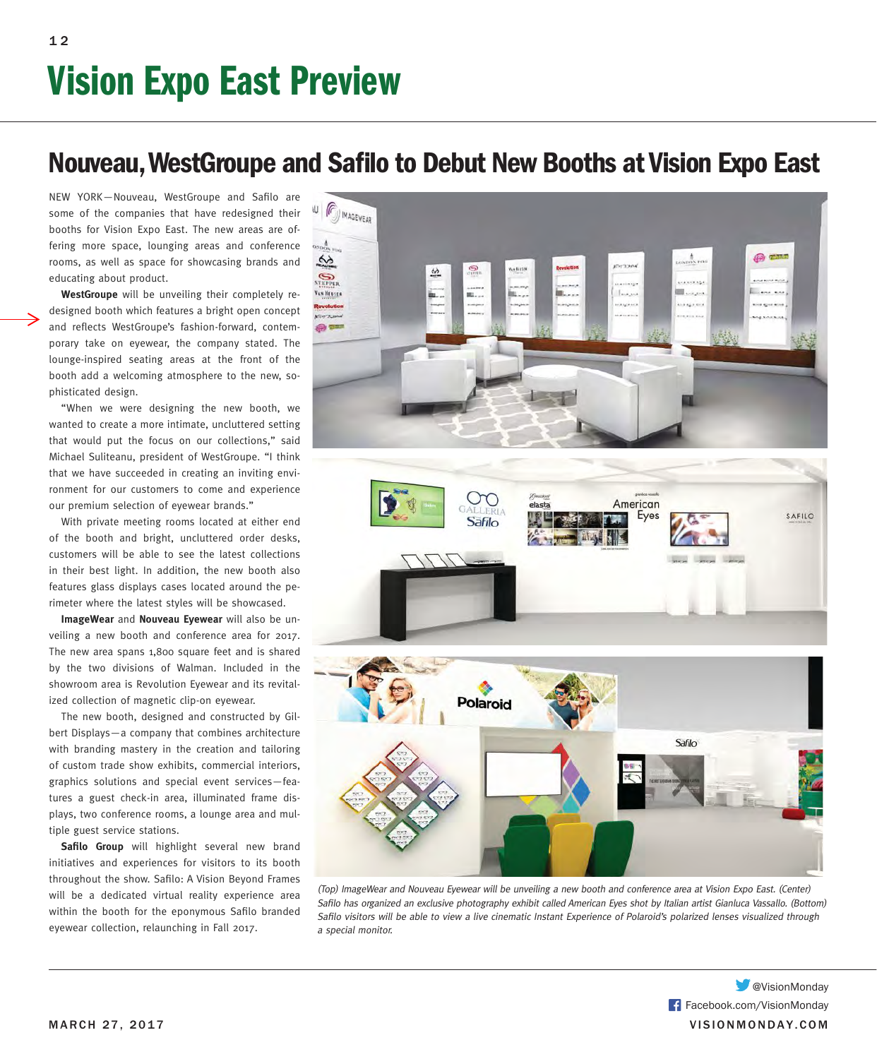# Vision Expo East Preview

## Nouveau, WestGroupe and Safilo to Debut New Booths at Vision Expo East

NEW YORK—Nouveau, WestGroupe and Safilo are some of the companies that have redesigned their booths for Vision Expo East. The new areas are offering more space, lounging areas and conference rooms, as well as space for showcasing brands and educating about product.

**WestGroupe** will be unveiling their completely redesigned booth which features a bright open concept and reflects WestGroupe's fashion-forward, contemporary take on eyewear, the company stated. The lounge-inspired seating areas at the front of the booth add a welcoming atmosphere to the new, sophisticated design.

"When we were designing the new booth, we wanted to create a more intimate, uncluttered setting that would put the focus on our collections," said Michael Suliteanu, president of WestGroupe. "I think that we have succeeded in creating an inviting environment for our customers to come and experience our premium selection of eyewear brands."

With private meeting rooms located at either end of the booth and bright, uncluttered order desks, customers will be able to see the latest collections in their best light. In addition, the new booth also features glass displays cases located around the perimeter where the latest styles will be showcased.

**ImageWear** and **Nouveau Eyewear** will also be unveiling a new booth and conference area for 2017. The new area spans 1,800 square feet and is shared by the two divisions of Walman. Included in the showroom area is Revolution Eyewear and its revitalized collection of magnetic clip-on eyewear.

The new booth, designed and constructed by Gilbert Displays—a company that combines architecture with branding mastery in the creation and tailoring of custom trade show exhibits, commercial interiors, graphics solutions and special event services—features a guest check-in area, illuminated frame displays, two conference rooms, a lounge area and multiple guest service stations.

**Safilo Group** will highlight several new brand initiatives and experiences for visitors to its booth throughout the show. Safilo: A Vision Beyond Frames will be a dedicated virtual reality experience area within the booth for the eponymous Safilo branded eyewear collection, relaunching in Fall 2017.

*(Top) ImageWear and Nouveau Eyewear will be unveiling a new booth and conference area at Vision Expo East. (Center) Safilo has organized an exclusive photography exhibit called American Eyes shot by Italian artist Gianluca Vassallo. (Bottom) Safilo visitors will be able to view a live cinematic Instant Experience of Polaroid's polarized lenses visualized through a special monitor.*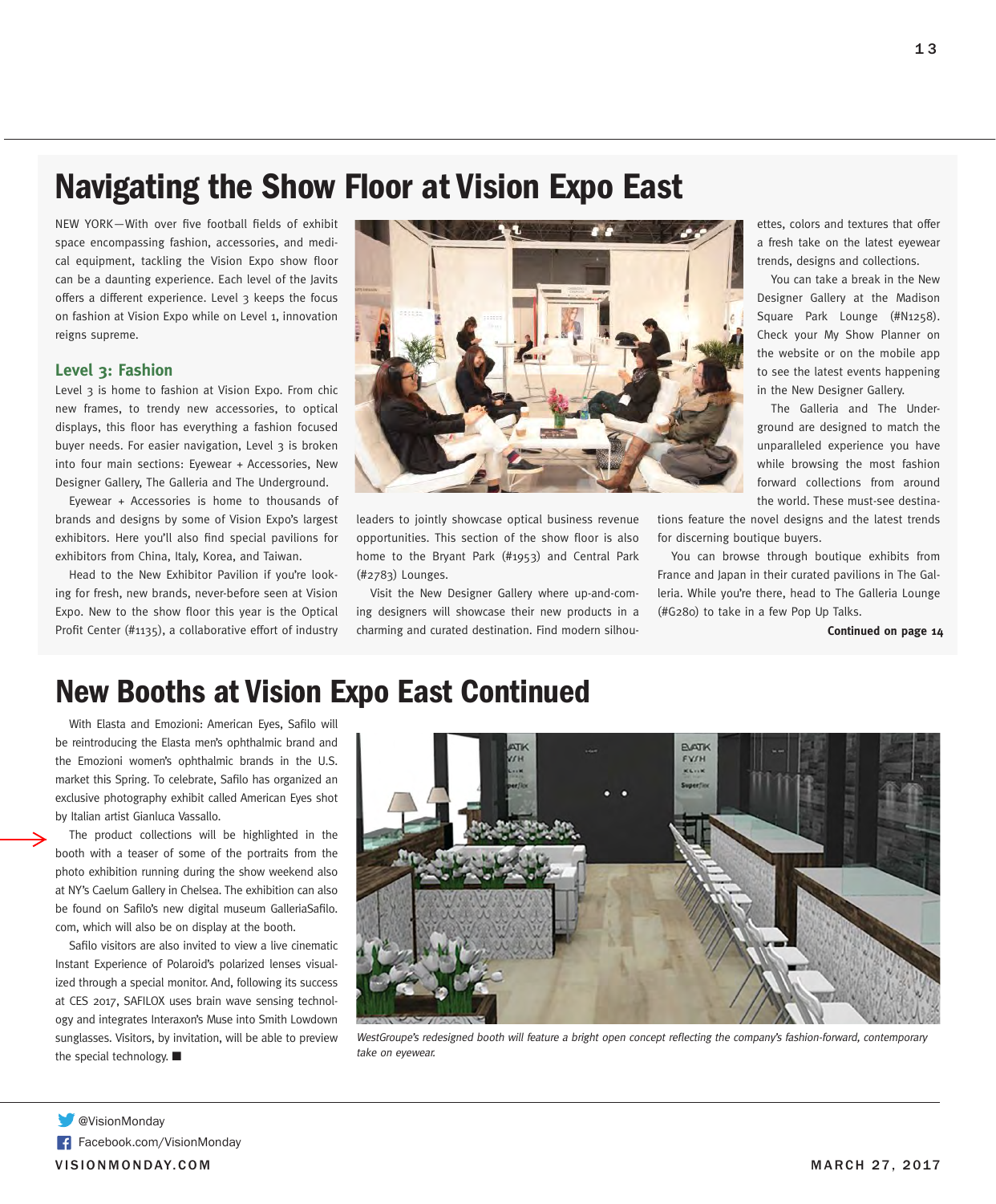## Navigating the Show Floor at Vision Expo East

NEW YORK—With over five football fields of exhibit space encompassing fashion, accessories, and medical equipment, tackling the Vision Expo show floor can be a daunting experience. Each level of the Javits offers a different experience. Level 3 keeps the focus on fashion at Vision Expo while on Level 1, innovation reigns supreme.

### Level 3: Fashion

Level 3 is home to fashion at Vision Expo. From chic new frames, to trendy new accessories, to optical displays, this floor has everything a fashion focused buyer needs. For easier navigation, Level 3 is broken into four main sections: Eyewear + Accessories, New Designer Gallery, The Galleria and The Underground.

Eyewear + Accessories is home to thousands of brands and designs by some of Vision Expo's largest exhibitors. Here you'll also find special pavilions for exhibitors from China, Italy, Korea, and Taiwan.

Head to the New Exhibitor Pavilion if you're looking for fresh, new brands, never-before seen at Vision Expo. New to the show floor this year is the Optical Profit Center (#1135), a collaborative effort of industry leaders to jointly showcase optical business revenue opportunities. This section of the show floor is also home to the Bryant Park (#1953) and Central Park (#2783) Lounges.

Visit the New Designer Gallery where up-and-coming designers will showcase their new products in a charming and curated destination. Find modern silhouettes, colors and textures that offer a fresh take on the latest eyewear trends, designs and collections.

You can take a break in the New Designer Gallery at the Madison Square Park Lounge (#N1258). Check your My Show Planner on the website or on the mobile app to see the latest events happening in the New Designer Gallery.

The Galleria and The Underground are designed to match the unparalleled experience you have while browsing the most fashion forward collections from around the world. These must-see destinations feature the novel designs and the latest trends for discerning boutique buyers.

You can browse through boutique exhibits from France and Japan in their curated pavilions in The Galleria. While you're there, head to The Galleria Lounge (#G280) to take in a few Pop Up Talks.

**Continued on page 14**

## New Booths at Vision Expo East Continued

With Elasta and Emozioni: American Eyes, Safilo will be reintroducing the Elasta men's ophthalmic brand and the Emozioni women's ophthalmic brands in the U.S. market this Spring. To celebrate, Safilo has organized an exclusive photography exhibit called American Eyes shot by Italian artist Gianluca Vassallo.

The product collections will be highlighted in the booth with a teaser of some of the portraits from the photo exhibition running during the show weekend also at NY's Caelum Gallery in Chelsea. The exhibition can also be found on Safilo's new digital museum GalleriaSafilo.com, which will also be on display at the booth.

Safilo visitors are also invited to view a live cinematic Instant Experience of Polaroid's polarized lenses visualized through a special monitor. And, following its success at CES 2017, SAFILOX uses brain wave sensing technology and integrates Interaxon's Muse into Smith Lowdown sunglasses. Visitors, by invitation, will be able to preview the special technology. ■

*WestGroupe's redesigned booth will feature a bright open concept reflecting the company's fashion-forward, contemporary take on eyewear.*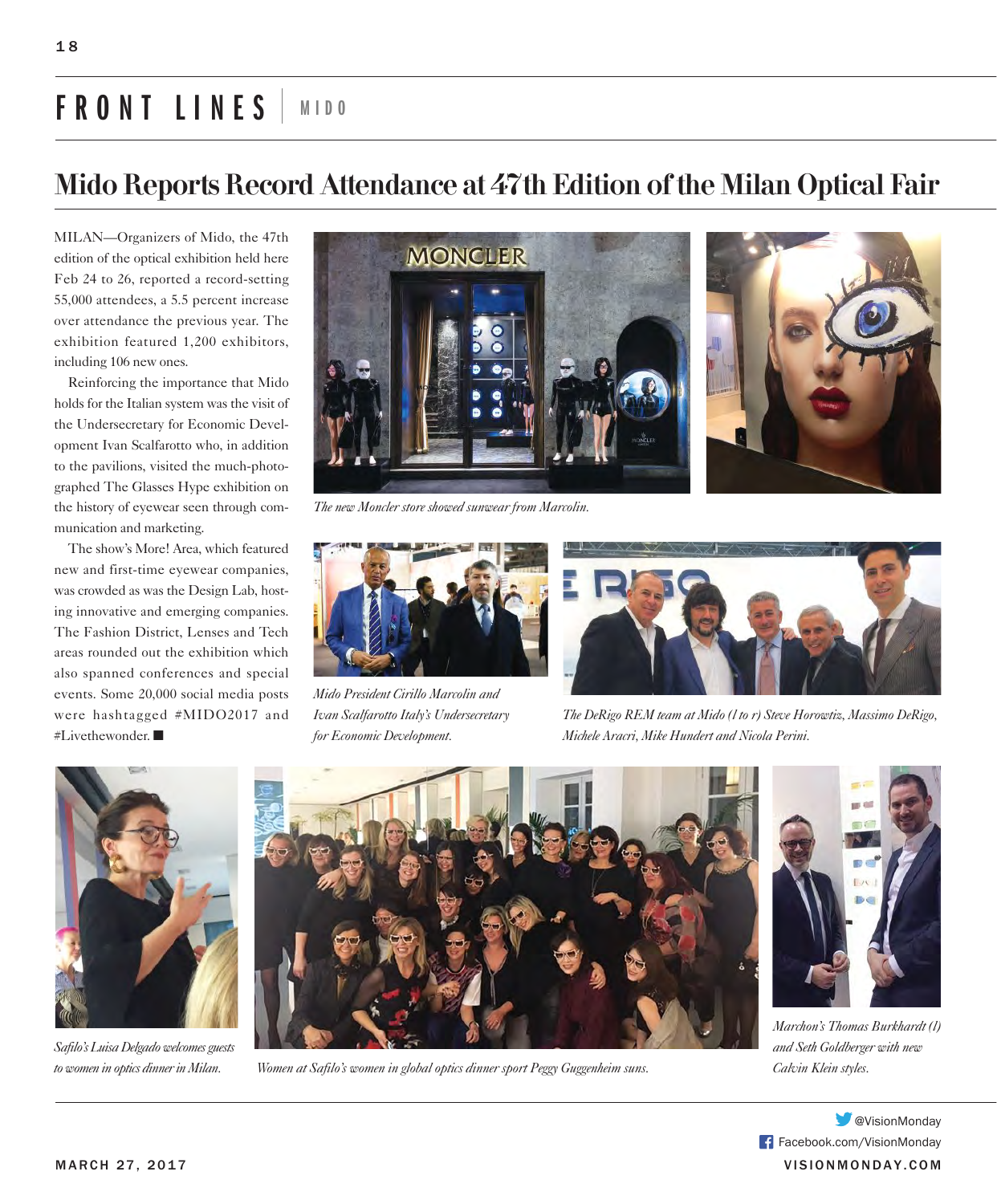FRONT LINES | MIDO

# Mido Reports Record Attendance at 47th Edition of the Milan Optical Fair

MILAN—Organizers of Mido, the 47th edition of the optical exhibition held here Feb 24 to 26, reported a record-setting 55,000 attendees, a 5.5 percent increase over attendance the previous year. The exhibition featured 1,200 exhibitors, including 106 new ones.

Reinforcing the importance that Mido holds for the Italian system was the visit of the Undersecretary for Economic Development Ivan Scalfarotto who, in addition to the pavilions, visited the much-photographed The Glasses Hype exhibition on the history of eyewear seen through communication and marketing.

The show's More! Area, which featured new and first-time eyewear companies, was crowded as was the Design Lab, hosting innovative and emerging companies. The Fashion District, Lenses and Tech areas rounded out the exhibition which also spanned conferences and special events. Some 20,000 social media posts were hashtagged #MIDO2017 and #Livethewonder. ■

*The new Moncler store showed sunwear from Marcolin.*

*Mido President Cirillo Marcolin and Ivan Scalfarotto Italy's Undersecretary for Economic Development.*

*The DeRigo REM team at Mido (l to r) Steve Horowtiz, Massimo DeRigo, Michele Aracri, Mike Hundert and Nicola Perini.*

*Safilo's Luisa Delgado welcomes guests to women in optics dinner in Milan.*

*Women at Safilo's women in global optics dinner sport Peggy Guggenheim suns.*

*Marchon's Thomas Burkhardt (l) and Seth Goldberger with new Calvin Klein styles.*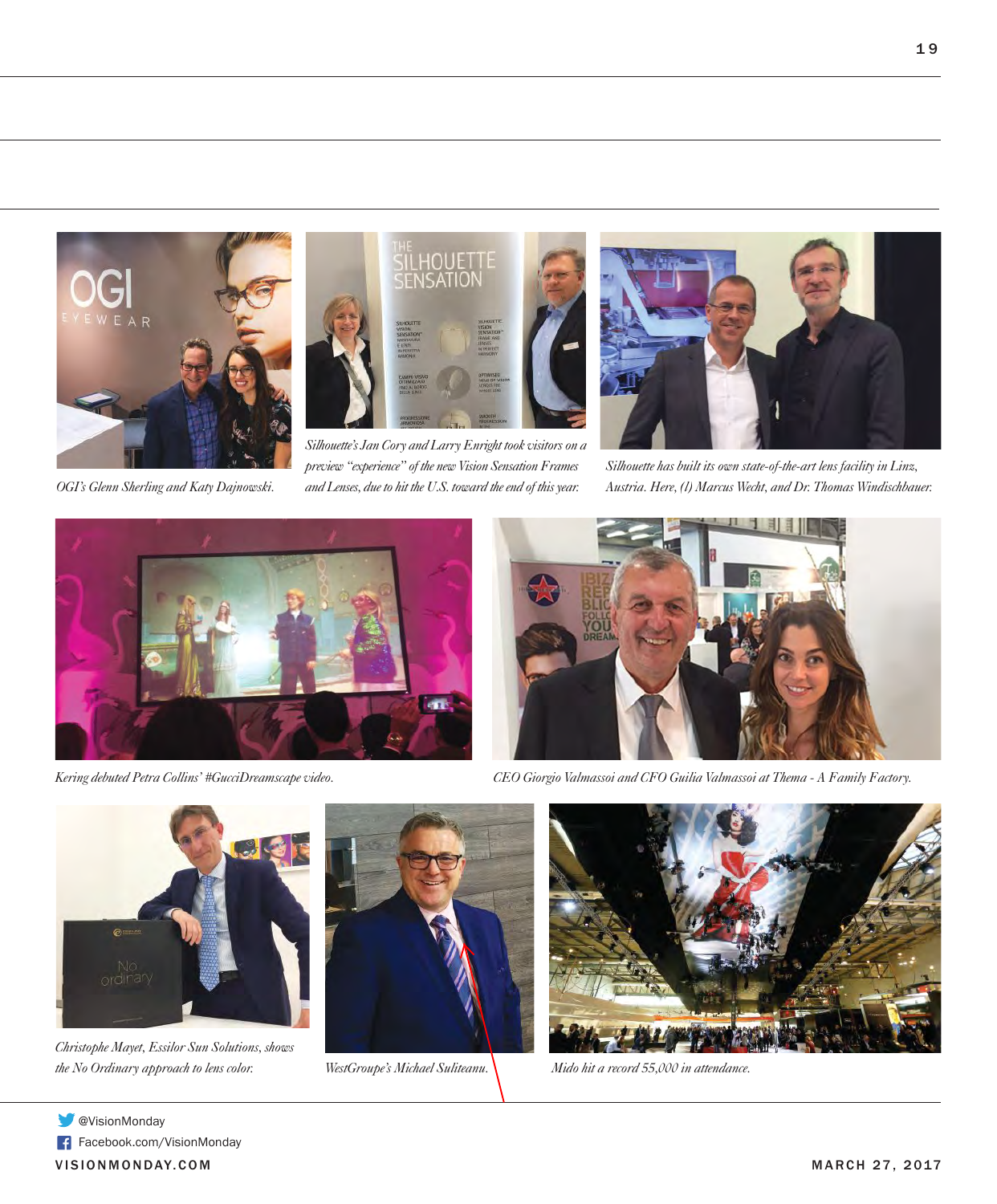OGI's Glenn Sherling and Katy Dajnowski.

Silhouette's Jan Cory and Larry Enright took visitors on a preview "experience" of the new Vision Sensation Frames and Lenses, due to hit the U.S. toward the end of this year.

Silhouette has built its own state-of-the-art lens facility in Linz, Austria. Here, (l) Marcus Wecht, and Dr. Thomas Windischbauer.

Kering debuted Petra Collins' #GucciDreamscape video.

CEO Giorgio Valmassoi and CFO Guilia Valmassoi at Thema - A Family Factory.

Christophe Mayet, Essilor Sun Solutions, shows the No Ordinary approach to lens color.

WestGroupe's Michael Suliteanu.

Mido hit a record 55,000 in attendance.

@VisionMonday

Facebook.com/VisionMonday

VISIONMONDAY.COM